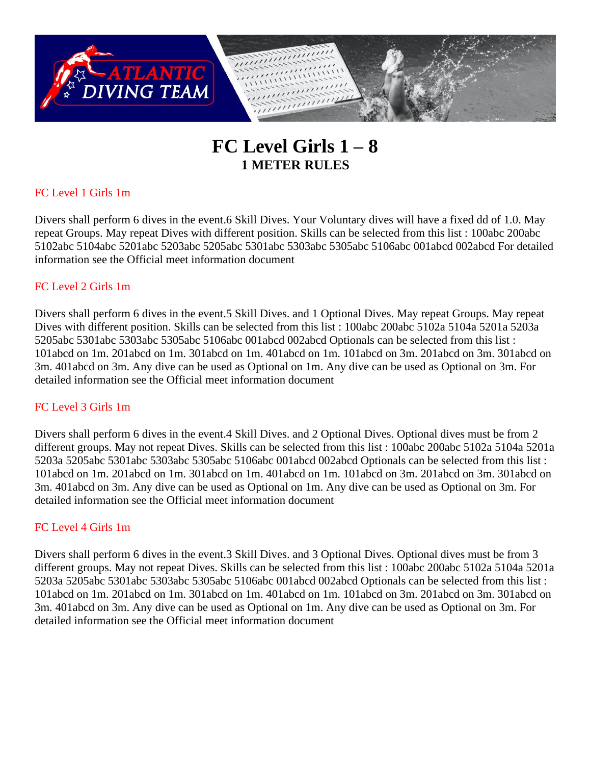# FC Level Girls 1 – 8

## 1 METER RULES

### FC Level 1 Girls 1m

Divers shall perform 6 dives in the event.6 Skill Dives. Your Voluntary dives will have a fixed dd of 1.0. May repeat Groups. May repeat Dives with different position. Skills can be selected from this list : 100abc 200abc 5102abc 5104abc 5201abc 5203abc 5205abc 5301abc 5303abc 5305abc 5106abc 001abcd 002abcd For detailed information see the Official meet information document

### FC Level 2 Girls 1m

Divers shall perform 6 dives in the event.5 Skill Dives. and 1 Optional Dives. May repeat Groups. May repeat Dives with different position. Skills can be selected from this list : 100abc 200abc 5102a 5104a 5201a 5203a 5205abc 5301abc 5303abc 5305abc 5106abc 001abcd 002abcd Optionals can be selected from this list : 101abcd on 1m. 201abcd on 1m. 301abcd on 1m. 401abcd on 1m. 101abcd on 3m. 201abcd on 3m. 301abcd on 3m. 401abcd on 3m. Any dive can be used as Optional on 1m. Any dive can be used as Optional on 3m. For detailed information see the Official meet information document

### FC Level 3 Girls 1m

Divers shall perform 6 dives in the event.4 Skill Dives. and 2 Optional Dives. Optional dives must be from 2 different groups. May not repeat Dives. Skills can be selected from this list : 100abc 200abc 5102a 5104a 5201a 5203a 5205abc 5301abc 5303abc 5305abc 5106abc 001abcd 002abcd Optionals can be selected from this list : 101abcd on 1m. 201abcd on 1m. 301abcd on 1m. 401abcd on 1m. 101abcd on 3m. 201abcd on 3m. 301abcd on 3m. 401abcd on 3m. Any dive can be used as Optional on 1m. Any dive can be used as Optional on 3m. For detailed information see the Official meet information document

### FC Level 4 Girls 1m

Divers shall perform 6 dives in the event.3 Skill Dives. and 3 Optional Dives. Optional dives must be from 3 different groups. May not repeat Dives. Skills can be selected from this list : 100abc 200abc 5102a 5104a 5201a 5203a 5205abc 5301abc 5303abc 5305abc 5106abc 001abcd 002abcd Optionals can be selected from this list : 101abcd on 1m. 201abcd on 1m. 301abcd on 1m. 401abcd on 1m. 101abcd on 3m. 201abcd on 3m. 301abcd on 3m. 401abcd on 3m. Any dive can be used as Optional on 1m. Any dive can be used as Optional on 3m. For detailed information see the Official meet information document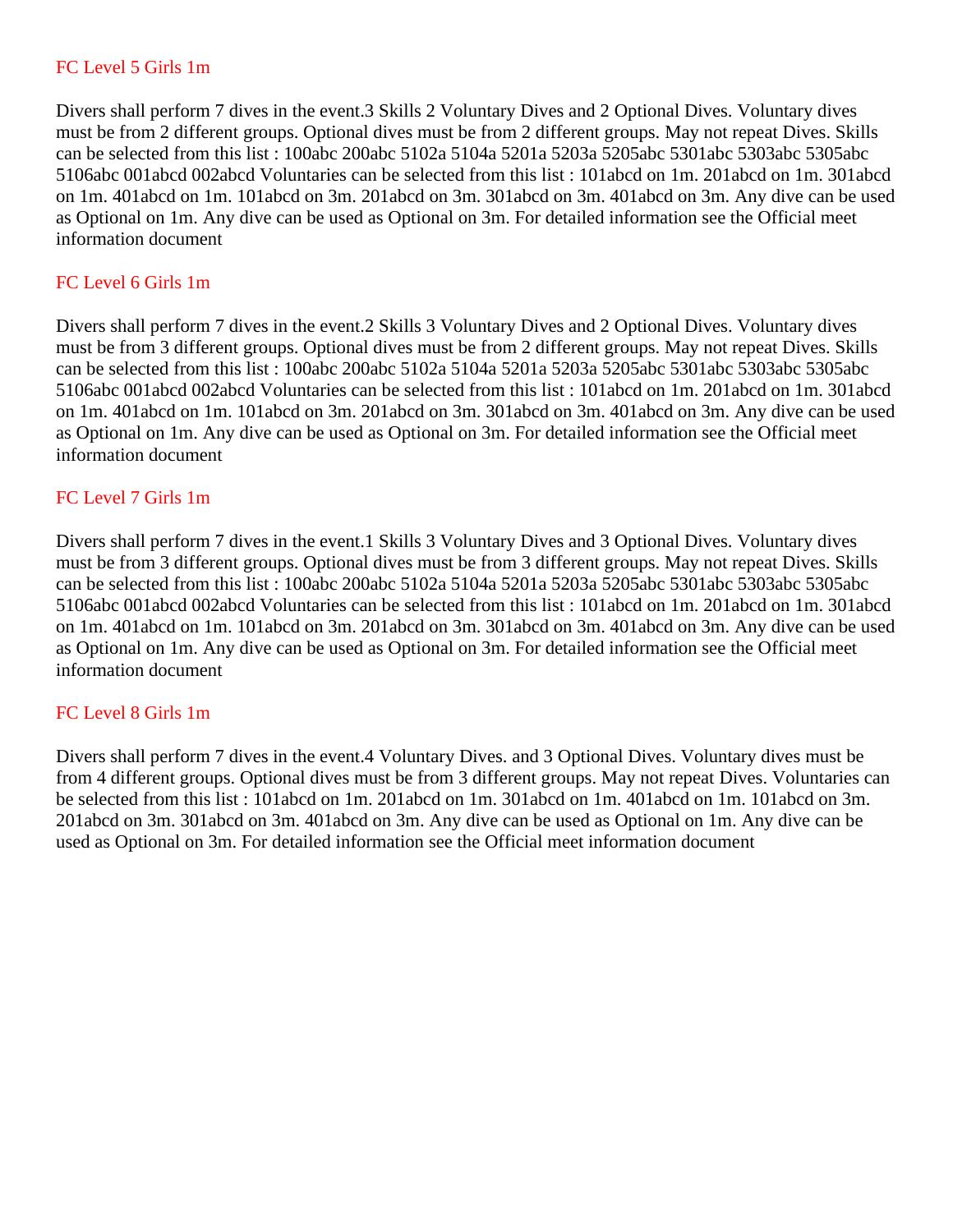## FC Level 5 Girls 1m

Divers shall perform 7 dives in the event.3 Skills 2 Voluntary Dives and 2 Optional Dives. Voluntary dives must be from 2 different groups. Optional dives must be from 2 different groups. May not repeat Dives. Skills can be selected from this list : 100abc 200abc 5102a 5104a 5201a 5203a 5205abc 5301abc 5303abc 5305abc 5106abc 001abcd 002abcd Voluntaries can be selected from this list : 101abcd on 1m. 201abcd on 1m. 301abcd on 1m. 401abcd on 1m. 101abcd on 3m. 201abcd on 3m. 301abcd on 3m. 401abcd on 3m. Any dive can be used as Optional on 1m. Any dive can be used as Optional on 3m. For detailed information see the Official meet information document

## FC Level 6 Girls 1m

Divers shall perform 7 dives in the event.2 Skills 3 Voluntary Dives and 2 Optional Dives. Voluntary dives must be from 3 different groups. Optional dives must be from 2 different groups. May not repeat Dives. Skills can be selected from this list : 100abc 200abc 5102a 5104a 5201a 5203a 5205abc 5301abc 5303abc 5305abc 5106abc 001abcd 002abcd Voluntaries can be selected from this list : 101abcd on 1m. 201abcd on 1m. 301abcd on 1m. 401abcd on 1m. 101abcd on 3m. 201abcd on 3m. 301abcd on 3m. 401abcd on 3m. Any dive can be used as Optional on 1m. Any dive can be used as Optional on 3m. For detailed information see the Official meet information document

## FC Level 7 Girls 1m

Divers shall perform 7 dives in the event.1 Skills 3 Voluntary Dives and 3 Optional Dives. Voluntary dives must be from 3 different groups. Optional dives must be from 3 different groups. May not repeat Dives. Skills can be selected from this list : 100abc 200abc 5102a 5104a 5201a 5203a 5205abc 5301abc 5303abc 5305abc 5106abc 001abcd 002abcd Voluntaries can be selected from this list : 101abcd on 1m. 201abcd on 1m. 301abcd on 1m. 401abcd on 1m. 101abcd on 3m. 201abcd on 3m. 301abcd on 3m. 401abcd on 3m. Any dive can be used as Optional on 1m. Any dive can be used as Optional on 3m. For detailed information see the Official meet information document

## FC Level 8 Girls 1m

Divers shall perform 7 dives in the event.4 Voluntary Dives. and 3 Optional Dives. Voluntary dives must be from 4 different groups. Optional dives must be from 3 different groups. May not repeat Dives. Voluntaries can be selected from this list : 101abcd on 1m. 201abcd on 1m. 301abcd on 1m. 401abcd on 1m. 101abcd on 3m. 201abcd on 3m. 301abcd on 3m. 401abcd on 3m. Any dive can be used as Optional on 1m. Any dive can be used as Optional on 3m. For detailed information see the Official meet information document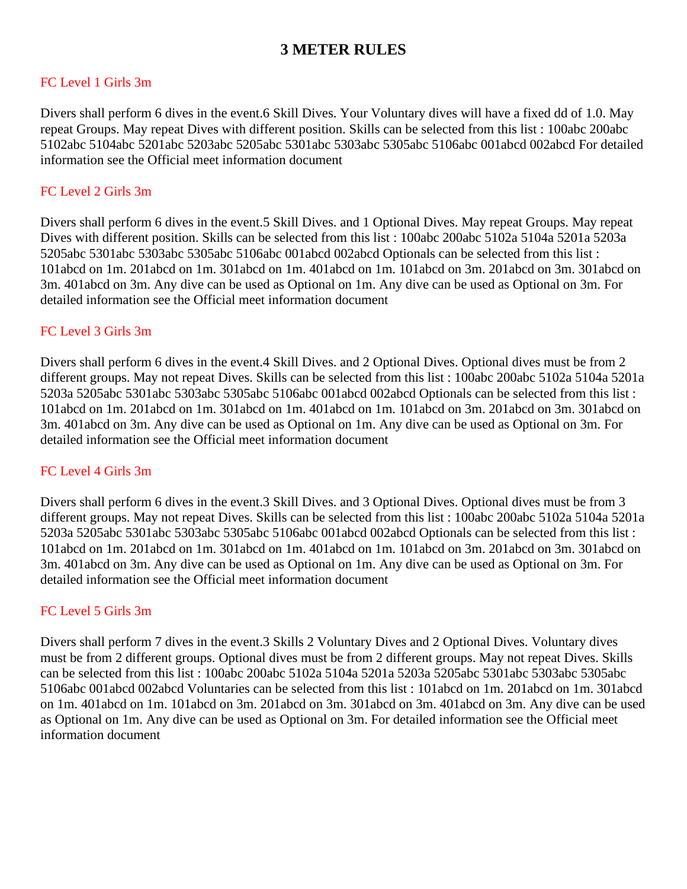# 3 METER RULES

## FC Level 1 Girls 3m

Divers shall perform 6 dives in the event.6 Skill Dives. Your Voluntary dives will have a fixed dd of 1.0. May repeat Groups. May repeat Dives with different position. Skills can be selected from this list : 100abc 200abc 5102abc 5104abc 5201abc 5203abc 5205abc 5301abc 5303abc 5305abc 5106abc 001abcd 002abcd For detailed information see the Official meet information document

## FC Level 2 Girls 3m

Divers shall perform 6 dives in the event.5 Skill Dives. and 1 Optional Dives. May repeat Groups. May repeat Dives with different position. Skills can be selected from this list : 100abc 200abc 5102a 5104a 5201a 5203a 5205abc 5301abc 5303abc 5305abc 5106abc 001abcd 002abcd Optionals can be selected from this list : 101abcd on 1m. 201abcd on 1m. 301abcd on 1m. 401abcd on 1m. 101abcd on 3m. 201abcd on 3m. 301abcd on 3m. 401abcd on 3m. Any dive can be used as Optional on 1m. Any dive can be used as Optional on 3m. For detailed information see the Official meet information document

## FC Level 3 Girls 3m

Divers shall perform 6 dives in the event.4 Skill Dives. and 2 Optional Dives. Optional dives must be from 2 different groups. May not repeat Dives. Skills can be selected from this list : 100abc 200abc 5102a 5104a 5201a 5203a 5205abc 5301abc 5303abc 5305abc 5106abc 001abcd 002abcd Optionals can be selected from this list : 101abcd on 1m. 201abcd on 1m. 301abcd on 1m. 401abcd on 1m. 101abcd on 3m. 201abcd on 3m. 301abcd on 3m. 401abcd on 3m. Any dive can be used as Optional on 1m. Any dive can be used as Optional on 3m. For detailed information see the Official meet information document

## FC Level 4 Girls 3m

Divers shall perform 6 dives in the event.3 Skill Dives. and 3 Optional Dives. Optional dives must be from 3 different groups. May not repeat Dives. Skills can be selected from this list : 100abc 200abc 5102a 5104a 5201a 5203a 5205abc 5301abc 5303abc 5305abc 5106abc 001abcd 002abcd Optionals can be selected from this list : 101abcd on 1m. 201abcd on 1m. 301abcd on 1m. 401abcd on 1m. 101abcd on 3m. 201abcd on 3m. 301abcd on 3m. 401abcd on 3m. Any dive can be used as Optional on 1m. Any dive can be used as Optional on 3m. For detailed information see the Official meet information document

## FC Level 5 Girls 3m

Divers shall perform 7 dives in the event.3 Skills 2 Voluntary Dives and 2 Optional Dives. Voluntary dives must be from 2 different groups. Optional dives must be from 2 different groups. May not repeat Dives. Skills can be selected from this list : 100abc 200abc 5102a 5104a 5201a 5203a 5205abc 5301abc 5303abc 5305abc 5106abc 001abcd 002abcd Voluntaries can be selected from this list : 101abcd on 1m. 201abcd on 1m. 301abcd on 1m. 401abcd on 1m. 101abcd on 3m. 201abcd on 3m. 301abcd on 3m. 401abcd on 3m. Any dive can be used as Optional on 1m. Any dive can be used as Optional on 3m. For detailed information see the Official meet information document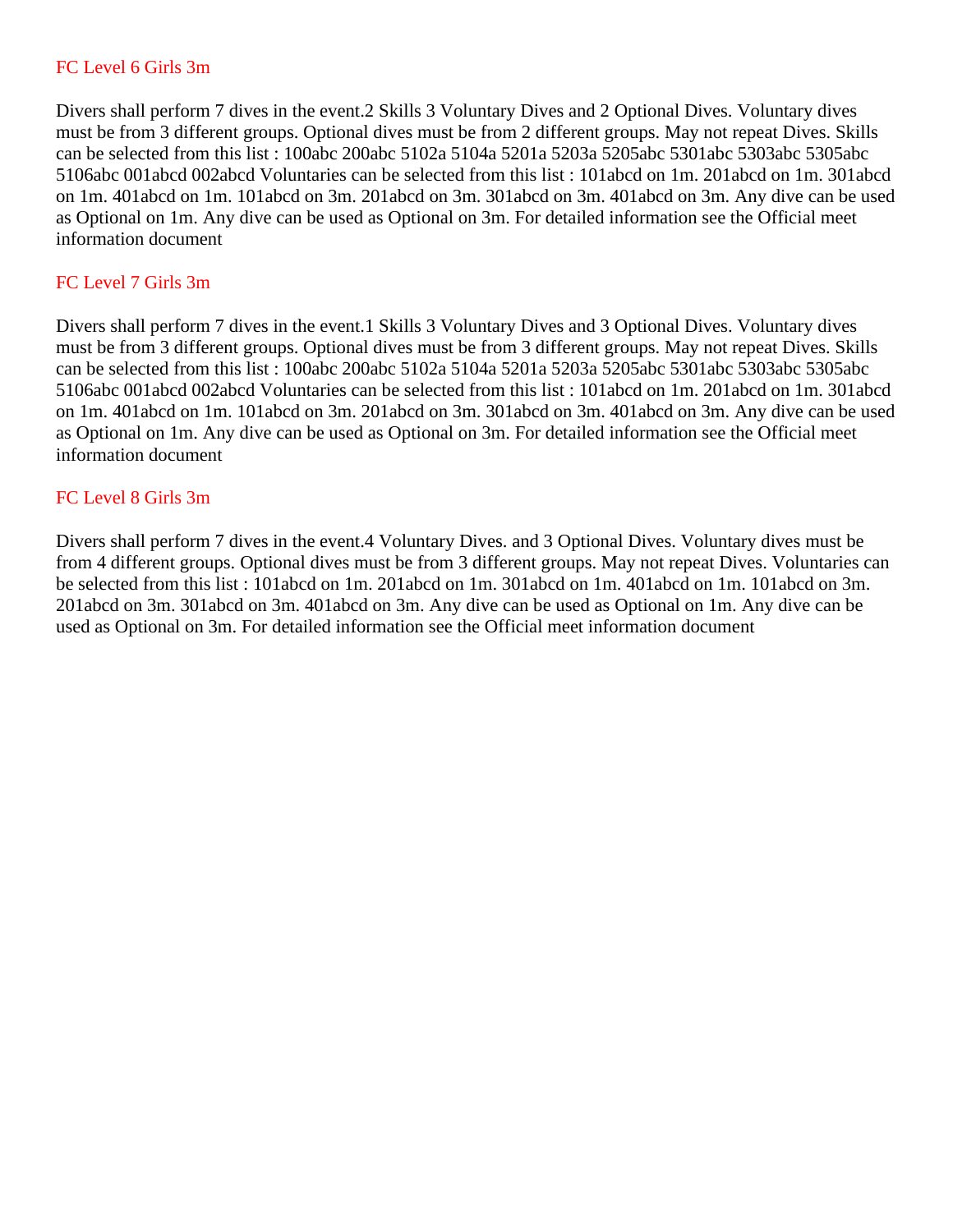## FC Level 6 Girls 3m

Divers shall perform 7 dives in the event.2 Skills 3 Voluntary Dives and 2 Optional Dives. Voluntary dives must be from 3 different groups. Optional dives must be from 2 different groups. May not repeat Dives. Skills can be selected from this list : 100abc 200abc 5102a 5104a 5201a 5203a 5205abc 5301abc 5303abc 5305abc 5106abc 001abcd 002abcd Voluntaries can be selected from this list : 101abcd on 1m. 201abcd on 1m. 301abcd on 1m. 401abcd on 1m. 101abcd on 3m. 201abcd on 3m. 301abcd on 3m. 401abcd on 3m. Any dive can be used as Optional on 1m. Any dive can be used as Optional on 3m. For detailed information see the Official meet information document

## FC Level 7 Girls 3m

Divers shall perform 7 dives in the event.1 Skills 3 Voluntary Dives and 3 Optional Dives. Voluntary dives must be from 3 different groups. Optional dives must be from 3 different groups. May not repeat Dives. Skills can be selected from this list : 100abc 200abc 5102a 5104a 5201a 5203a 5205abc 5301abc 5303abc 5305abc 5106abc 001abcd 002abcd Voluntaries can be selected from this list : 101abcd on 1m. 201abcd on 1m. 301abcd on 1m. 401abcd on 1m. 101abcd on 3m. 201abcd on 3m. 301abcd on 3m. 401abcd on 3m. Any dive can be used as Optional on 1m. Any dive can be used as Optional on 3m. For detailed information see the Official meet information document

## FC Level 8 Girls 3m

Divers shall perform 7 dives in the event.4 Voluntary Dives. and 3 Optional Dives. Voluntary dives must be from 4 different groups. Optional dives must be from 3 different groups. May not repeat Dives. Voluntaries can be selected from this list : 101abcd on 1m. 201abcd on 1m. 301abcd on 1m. 401abcd on 1m. 101abcd on 3m. 201abcd on 3m. 301abcd on 3m. 401abcd on 3m. Any dive can be used as Optional on 1m. Any dive can be used as Optional on 3m. For detailed information see the Official meet information document